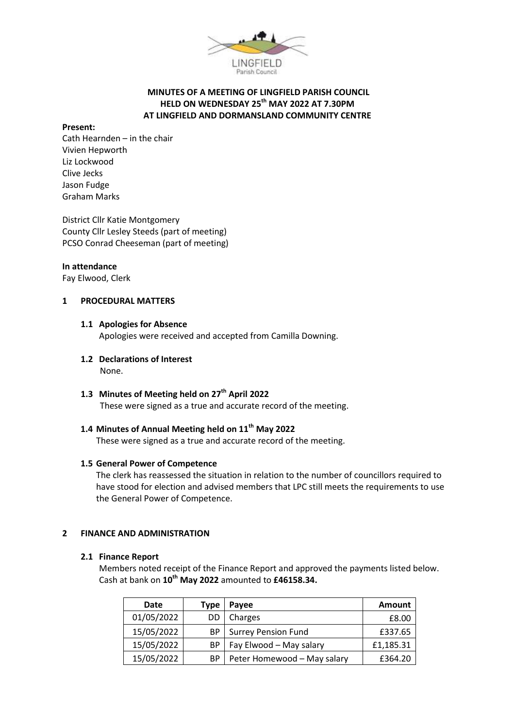# MINUTES OF A MEETING OF LINGFIELD PARISH COUNCIL HELD ON WEDNESDAY 25th MAY 2022 AT 7.30PM AT LINGFIELD AND DORMANSLAND COMMUNITY CENTRE

**Present:**
Cath Hearnden – in the chair
Vivien Hepworth
Liz Lockwood
Clive Jecks
Jason Fudge
Graham Marks

District Cllr Katie Montgomery
County Cllr Lesley Steeds (part of meeting)
PCSO Conrad Cheeseman (part of meeting)

**In attendance**
Fay Elwood, Clerk

## 1 PROCEDURAL MATTERS

### 1.1 Apologies for Absence

Apologies were received and accepted from Camilla Downing.

### 1.2 Declarations of Interest

None.

### 1.3 Minutes of Meeting held on 27th April 2022

These were signed as a true and accurate record of the meeting.

### 1.4 Minutes of Annual Meeting held on 11th May 2022

These were signed as a true and accurate record of the meeting.

### 1.5 General Power of Competence

The clerk has reassessed the situation in relation to the number of councillors required to have stood for election and advised members that LPC still meets the requirements to use the General Power of Competence.

## 2 FINANCE AND ADMINISTRATION

### 2.1 Finance Report

Members noted receipt of the Finance Report and approved the payments listed below. Cash at bank on **10th May 2022** amounted to **£46158.34.**

| Date | Type | Payee | Amount |
|---|---|---|---|
| 01/05/2022 | DD | Charges | £8.00 |
| 15/05/2022 | BP | Surrey Pension Fund | £337.65 |
| 15/05/2022 | BP | Fay Elwood – May salary | £1,185.31 |
| 15/05/2022 | BP | Peter Homewood – May salary | £364.20 |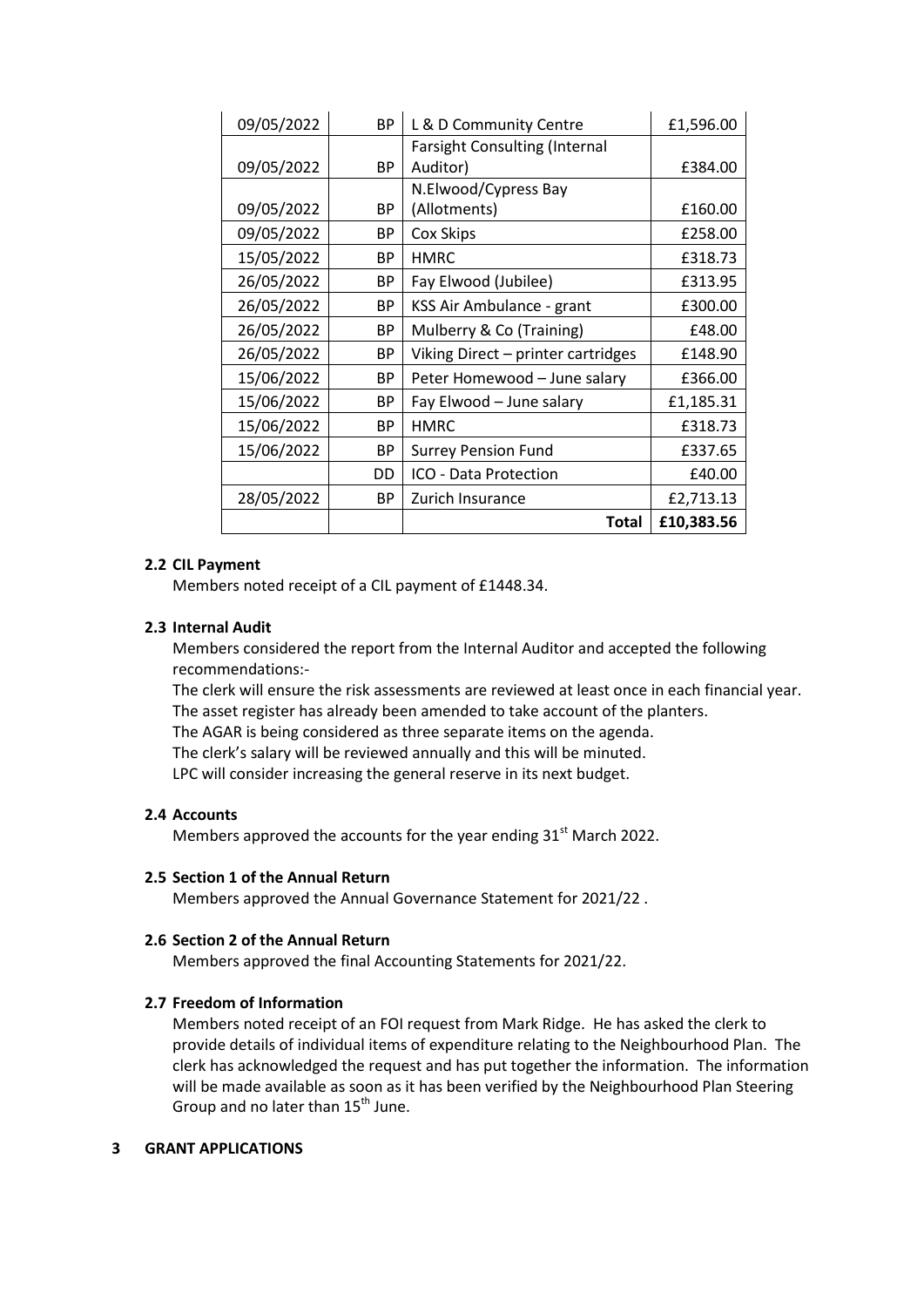| | | | |
|---|---|---|---|
| 09/05/2022 | BP | L & D Community Centre | £1,596.00 |
| 09/05/2022 | BP | Farsight Consulting (Internal Auditor) | £384.00 |
| 09/05/2022 | BP | N.Elwood/Cypress Bay (Allotments) | £160.00 |
| 09/05/2022 | BP | Cox Skips | £258.00 |
| 15/05/2022 | BP | HMRC | £318.73 |
| 26/05/2022 | BP | Fay Elwood (Jubilee) | £313.95 |
| 26/05/2022 | BP | KSS Air Ambulance - grant | £300.00 |
| 26/05/2022 | BP | Mulberry & Co (Training) | £48.00 |
| 26/05/2022 | BP | Viking Direct – printer cartridges | £148.90 |
| 15/06/2022 | BP | Peter Homewood – June salary | £366.00 |
| 15/06/2022 | BP | Fay Elwood – June salary | £1,185.31 |
| 15/06/2022 | BP | HMRC | £318.73 |
| 15/06/2022 | BP | Surrey Pension Fund | £337.65 |
| | DD | ICO - Data Protection | £40.00 |
| 28/05/2022 | BP | Zurich Insurance | £2,713.13 |
| | | **Total** | **£10,383.56** |

**2.2 CIL Payment**

Members noted receipt of a CIL payment of £1448.34.

**2.3 Internal Audit**

Members considered the report from the Internal Auditor and accepted the following recommendations:-

The clerk will ensure the risk assessments are reviewed at least once in each financial year.
The asset register has already been amended to take account of the planters.
The AGAR is being considered as three separate items on the agenda.
The clerk's salary will be reviewed annually and this will be minuted.
LPC will consider increasing the general reserve in its next budget.

**2.4 Accounts**

Members approved the accounts for the year ending 31st March 2022.

**2.5 Section 1 of the Annual Return**

Members approved the Annual Governance Statement for 2021/22 .

**2.6 Section 2 of the Annual Return**

Members approved the final Accounting Statements for 2021/22.

**2.7 Freedom of Information**

Members noted receipt of an FOI request from Mark Ridge. He has asked the clerk to provide details of individual items of expenditure relating to the Neighbourhood Plan. The clerk has acknowledged the request and has put together the information. The information will be made available as soon as it has been verified by the Neighbourhood Plan Steering Group and no later than 15th June.

**3 GRANT APPLICATIONS**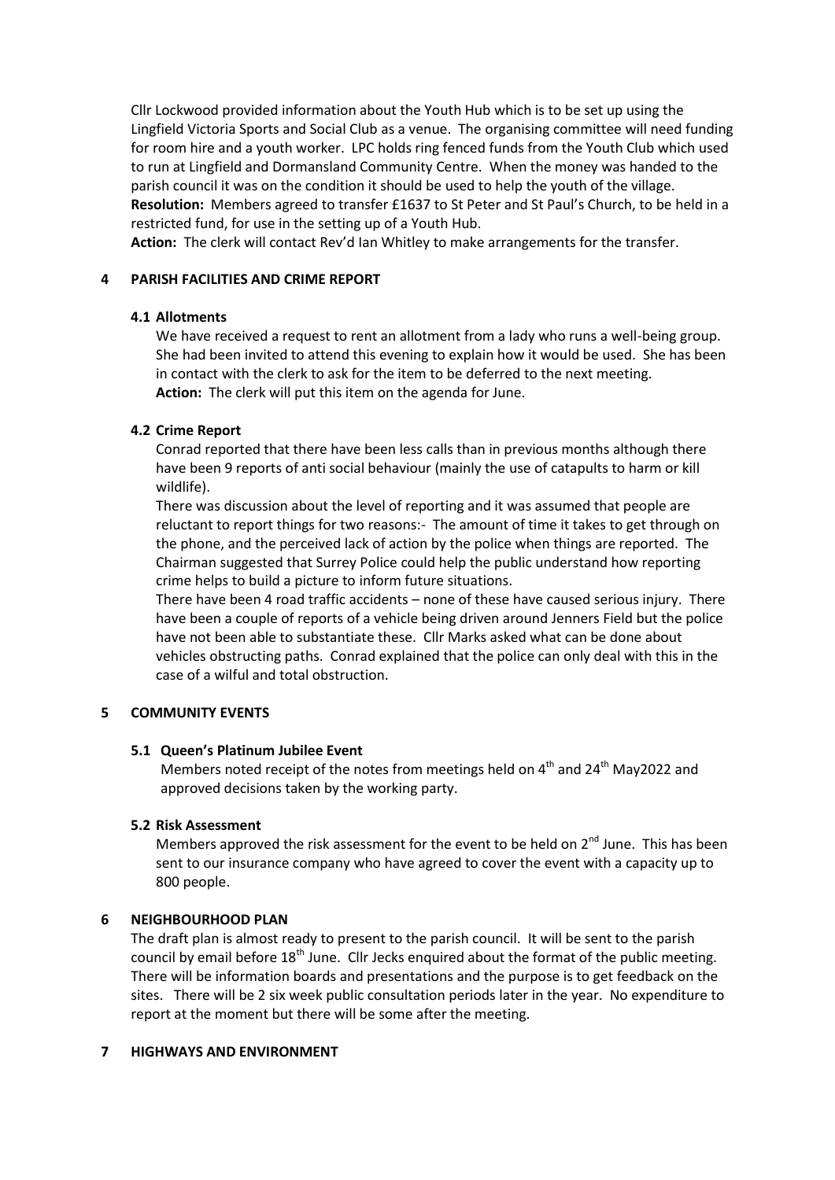Cllr Lockwood provided information about the Youth Hub which is to be set up using the Lingfield Victoria Sports and Social Club as a venue. The organising committee will need funding for room hire and a youth worker. LPC holds ring fenced funds from the Youth Club which used to run at Lingfield and Dormansland Community Centre. When the money was handed to the parish council it was on the condition it should be used to help the youth of the village.
**Resolution:** Members agreed to transfer £1637 to St Peter and St Paul's Church, to be held in a restricted fund, for use in the setting up of a Youth Hub.
**Action:** The clerk will contact Rev'd Ian Whitley to make arrangements for the transfer.

## 4 PARISH FACILITIES AND CRIME REPORT

### 4.1 Allotments

We have received a request to rent an allotment from a lady who runs a well-being group. She had been invited to attend this evening to explain how it would be used. She has been in contact with the clerk to ask for the item to be deferred to the next meeting.
**Action:** The clerk will put this item on the agenda for June.

### 4.2 Crime Report

Conrad reported that there have been less calls than in previous months although there have been 9 reports of anti social behaviour (mainly the use of catapults to harm or kill wildlife).
There was discussion about the level of reporting and it was assumed that people are reluctant to report things for two reasons:- The amount of time it takes to get through on the phone, and the perceived lack of action by the police when things are reported. The Chairman suggested that Surrey Police could help the public understand how reporting crime helps to build a picture to inform future situations.
There have been 4 road traffic accidents – none of these have caused serious injury. There have been a couple of reports of a vehicle being driven around Jenners Field but the police have not been able to substantiate these. Cllr Marks asked what can be done about vehicles obstructing paths. Conrad explained that the police can only deal with this in the case of a wilful and total obstruction.

## 5 COMMUNITY EVENTS

### 5.1 Queen's Platinum Jubilee Event

Members noted receipt of the notes from meetings held on 4th and 24th May2022 and approved decisions taken by the working party.

### 5.2 Risk Assessment

Members approved the risk assessment for the event to be held on 2nd June. This has been sent to our insurance company who have agreed to cover the event with a capacity up to 800 people.

## 6 NEIGHBOURHOOD PLAN

The draft plan is almost ready to present to the parish council. It will be sent to the parish council by email before 18th June. Cllr Jecks enquired about the format of the public meeting. There will be information boards and presentations and the purpose is to get feedback on the sites. There will be 2 six week public consultation periods later in the year. No expenditure to report at the moment but there will be some after the meeting.

## 7 HIGHWAYS AND ENVIRONMENT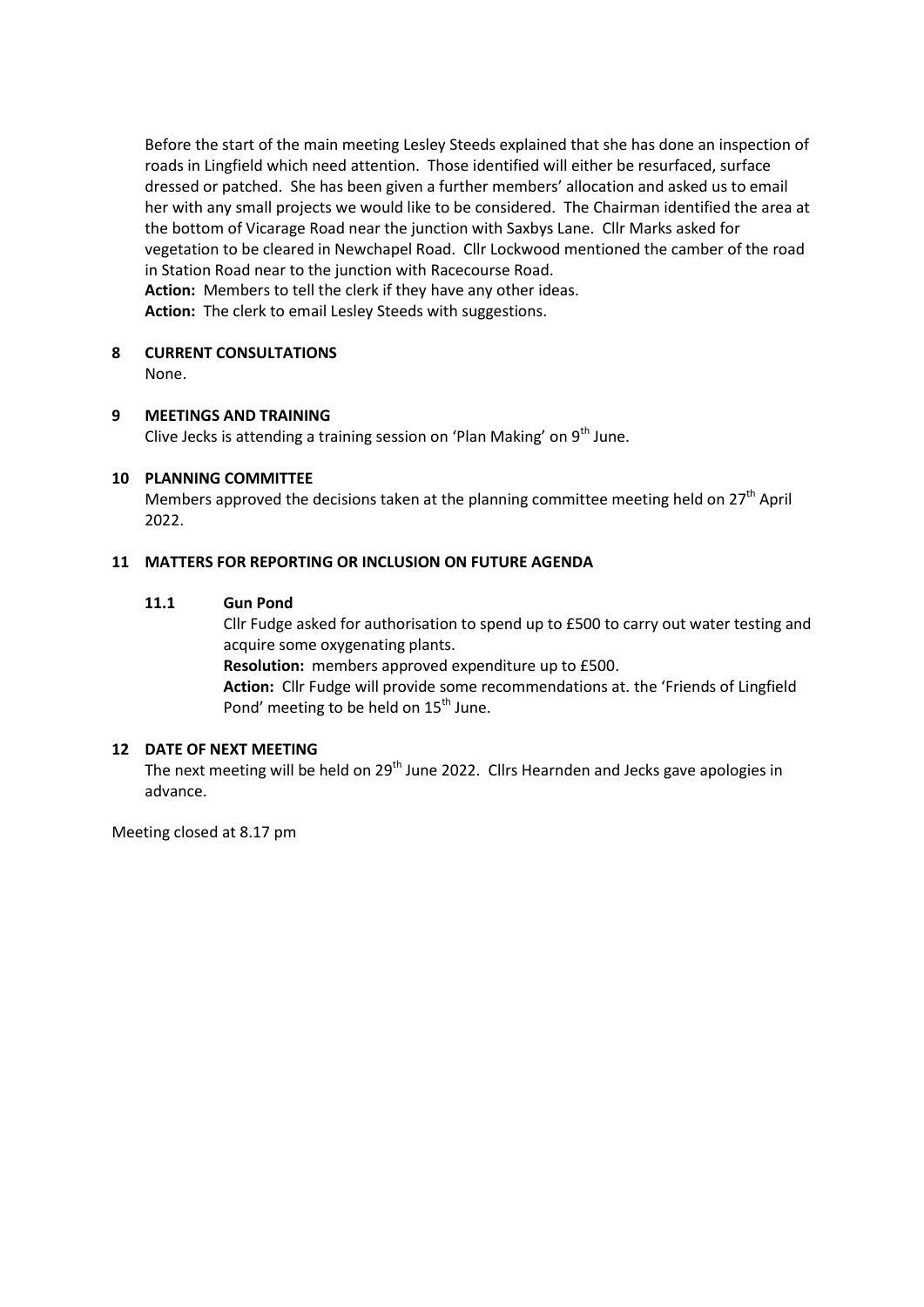Before the start of the main meeting Lesley Steeds explained that she has done an inspection of roads in Lingfield which need attention. Those identified will either be resurfaced, surface dressed or patched. She has been given a further members' allocation and asked us to email her with any small projects we would like to be considered. The Chairman identified the area at the bottom of Vicarage Road near the junction with Saxbys Lane. Cllr Marks asked for vegetation to be cleared in Newchapel Road. Cllr Lockwood mentioned the camber of the road in Station Road near to the junction with Racecourse Road.

**Action:** Members to tell the clerk if they have any other ideas.

**Action:** The clerk to email Lesley Steeds with suggestions.

## 8 CURRENT CONSULTATIONS

None.

## 9 MEETINGS AND TRAINING

Clive Jecks is attending a training session on 'Plan Making' on 9th June.

## 10 PLANNING COMMITTEE

Members approved the decisions taken at the planning committee meeting held on 27th April 2022.

## 11 MATTERS FOR REPORTING OR INCLUSION ON FUTURE AGENDA

### 11.1 Gun Pond

Cllr Fudge asked for authorisation to spend up to £500 to carry out water testing and acquire some oxygenating plants.

**Resolution:** members approved expenditure up to £500.

**Action:** Cllr Fudge will provide some recommendations at. the 'Friends of Lingfield Pond' meeting to be held on 15th June.

## 12 DATE OF NEXT MEETING

The next meeting will be held on 29th June 2022. Cllrs Hearnden and Jecks gave apologies in advance.

Meeting closed at 8.17 pm